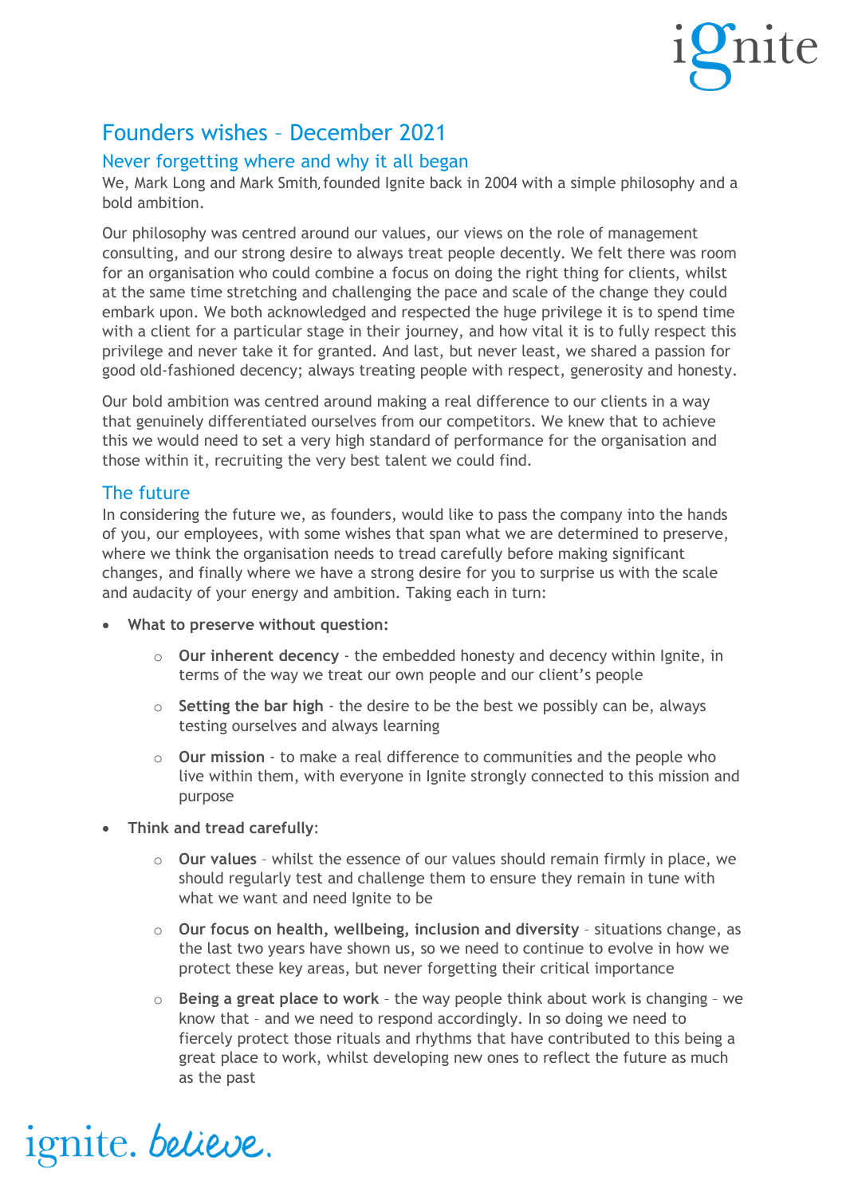# Founders wishes – December 2021

## Never forgetting where and why it all began

We, Mark Long and Mark Smith, founded Ignite back in 2004 with a simple philosophy and a bold ambition.

Our philosophy was centred around our values, our views on the role of management consulting, and our strong desire to always treat people decently. We felt there was room for an organisation who could combine a focus on doing the right thing for clients, whilst at the same time stretching and challenging the pace and scale of the change they could embark upon. We both acknowledged and respected the huge privilege it is to spend time with a client for a particular stage in their journey, and how vital it is to fully respect this privilege and never take it for granted. And last, but never least, we shared a passion for good old-fashioned decency; always treating people with respect, generosity and honesty.

Our bold ambition was centred around making a real difference to our clients in a way that genuinely differentiated ourselves from our competitors. We knew that to achieve this we would need to set a very high standard of performance for the organisation and those within it, recruiting the very best talent we could find.

## The future

In considering the future we, as founders, would like to pass the company into the hands of you, our employees, with some wishes that span what we are determined to preserve, where we think the organisation needs to tread carefully before making significant changes, and finally where we have a strong desire for you to surprise us with the scale and audacity of your energy and ambition. Taking each in turn:

- **What to preserve without question:**
  - **Our inherent decency** - the embedded honesty and decency within Ignite, in terms of the way we treat our own people and our client's people
  - **Setting the bar high** - the desire to be the best we possibly can be, always testing ourselves and always learning
  - **Our mission** - to make a real difference to communities and the people who live within them, with everyone in Ignite strongly connected to this mission and purpose
- **Think and tread carefully**:
  - **Our values** – whilst the essence of our values should remain firmly in place, we should regularly test and challenge them to ensure they remain in tune with what we want and need Ignite to be
  - **Our focus on health, wellbeing, inclusion and diversity** – situations change, as the last two years have shown us, so we need to continue to evolve in how we protect these key areas, but never forgetting their critical importance
  - **Being a great place to work** – the way people think about work is changing – we know that – and we need to respond accordingly. In so doing we need to fiercely protect those rituals and rhythms that have contributed to this being a great place to work, whilst developing new ones to reflect the future as much as the past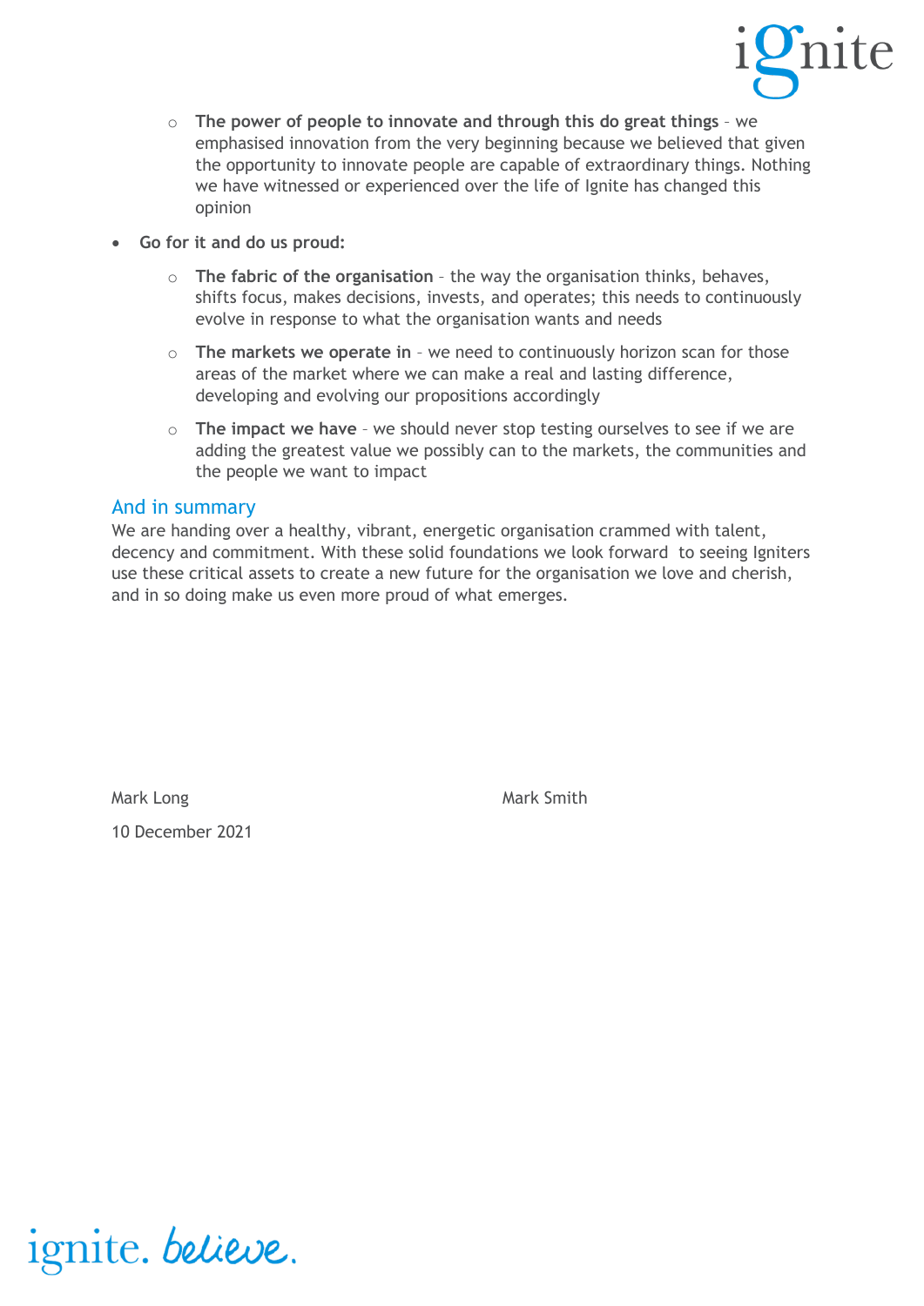- **The power of people to innovate and through this do great things** – we emphasised innovation from the very beginning because we believed that given the opportunity to innovate people are capable of extraordinary things. Nothing we have witnessed or experienced over the life of Ignite has changed this opinion

- **Go for it and do us proud:**
    - **The fabric of the organisation** – the way the organisation thinks, behaves, shifts focus, makes decisions, invests, and operates; this needs to continuously evolve in response to what the organisation wants and needs
    - **The markets we operate in** – we need to continuously horizon scan for those areas of the market where we can make a real and lasting difference, developing and evolving our propositions accordingly
    - **The impact we have** – we should never stop testing ourselves to see if we are adding the greatest value we possibly can to the markets, the communities and the people we want to impact

## And in summary

We are handing over a healthy, vibrant, energetic organisation crammed with talent, decency and commitment. With these solid foundations we look forward to seeing Igniters use these critical assets to create a new future for the organisation we love and cherish, and in so doing make us even more proud of what emerges.

Mark Long

Mark Smith

10 December 2021